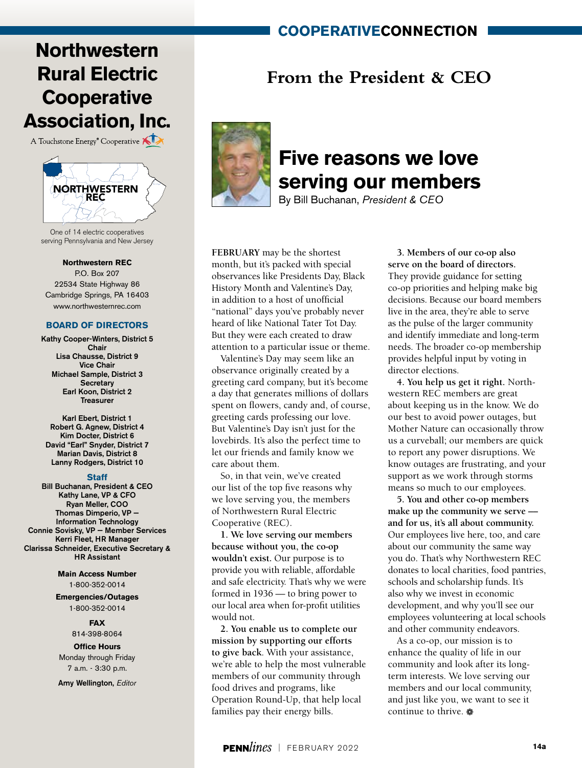# Northwestern Rural Electric Cooperative Association, Inc.

A Touchstone Energy® Cooperative

NORTHWESTERN REC

One of 14 electric cooperatives serving Pennsylvania and New Jersey

**Northwestern REC**
P.O. Box 207
22534 State Highway 86
Cambridge Springs, PA 16403
www.northwesternrec.com

**BOARD OF DIRECTORS**

**Kathy Cooper-Winters, District 5**
**Chair**
**Lisa Chausse, District 9**
**Vice Chair**
**Michael Sample, District 3**
**Secretary**
**Earl Koon, District 2**
**Treasurer**

**Karl Ebert, District 1**
**Robert G. Agnew, District 4**
**Kim Docter, District 6**
**David "Earl" Snyder, District 7**
**Marian Davis, District 8**
**Lanny Rodgers, District 10**

**Staff**

**Bill Buchanan, President & CEO**
**Kathy Lane, VP & CFO**
**Ryan Meller, COO**
**Thomas Dimperio, VP – Information Technology**
**Connie Sovisky, VP – Member Services**
**Kerri Fleet, HR Manager**
**Clarissa Schneider, Executive Secretary & HR Assistant**

**Main Access Number**
1-800-352-0014

**Emergencies/Outages**
1-800-352-0014

**FAX**
814-398-8064

**Office Hours**
Monday through Friday
7 a.m. - 3:30 p.m.

**Amy Wellington,** *Editor*

## From the President & CEO

# Five reasons we love serving our members

By Bill Buchanan, *President & CEO*

**FEBRUARY** may be the shortest month, but it's packed with special observances like Presidents Day, Black History Month and Valentine's Day, in addition to a host of unofficial "national" days you've probably never heard of like National Tater Tot Day. But they were each created to draw attention to a particular issue or theme.

Valentine's Day may seem like an observance originally created by a greeting card company, but it's become a day that generates millions of dollars spent on flowers, candy and, of course, greeting cards professing our love. But Valentine's Day isn't just for the lovebirds. It's also the perfect time to let our friends and family know we care about them.

So, in that vein, we've created our list of the top five reasons why we love serving you, the members of Northwestern Rural Electric Cooperative (REC).

**1. We love serving our members because without you, the co-op wouldn't exist.** Our purpose is to provide you with reliable, affordable and safe electricity. That's why we were formed in 1936 — to bring power to our local area when for-profit utilities would not.

**2. You enable us to complete our mission by supporting our efforts to give back**. With your assistance, we're able to help the most vulnerable members of our community through food drives and programs, like Operation Round-Up, that help local families pay their energy bills.

**3. Members of our co-op also serve on the board of directors.** They provide guidance for setting co-op priorities and helping make big decisions. Because our board members live in the area, they're able to serve as the pulse of the larger community and identify immediate and long-term needs. The broader co-op membership provides helpful input by voting in director elections.

**4. You help us get it right.** Northwestern REC members are great about keeping us in the know. We do our best to avoid power outages, but Mother Nature can occasionally throw us a curveball; our members are quick to report any power disruptions. We know outages are frustrating, and your support as we work through storms means so much to our employees.

**5. You and other co-op members make up the community we serve — and for us, it's all about community.** Our employees live here, too, and care about our community the same way you do. That's why Northwestern REC donates to local charities, food pantries, schools and scholarship funds. It's also why we invest in economic development, and why you'll see our employees volunteering at local schools and other community endeavors.

As a co-op, our mission is to enhance the quality of life in our community and look after its long-term interests. We love serving our members and our local community, and just like you, we want to see it continue to thrive.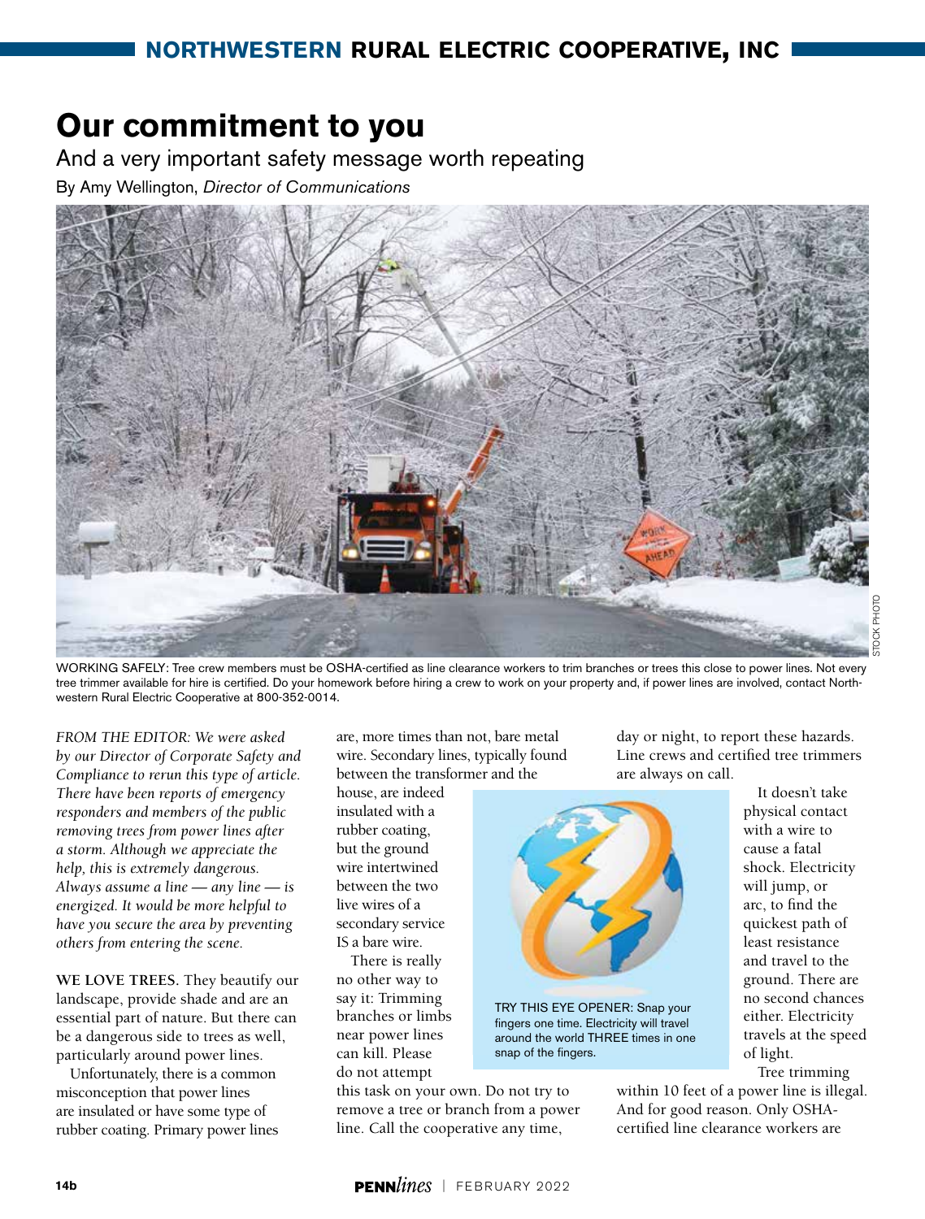# Our commitment to you

## And a very important safety message worth repeating

By Amy Wellington, *Director of Communications*

WORKING SAFELY: Tree crew members must be OSHA-certified as line clearance workers to trim branches or trees this close to power lines. Not every tree trimmer available for hire is certified. Do your homework before hiring a crew to work on your property and, if power lines are involved, contact Northwestern Rural Electric Cooperative at 800-352-0014.

*FROM THE EDITOR: We were asked by our Director of Corporate Safety and Compliance to rerun this type of article. There have been reports of emergency responders and members of the public removing trees from power lines after a storm. Although we appreciate the help, this is extremely dangerous. Always assume a line — any line — is energized. It would be more helpful to have you secure the area by preventing others from entering the scene.*

**WE LOVE TREES**. They beautify our landscape, provide shade and are an essential part of nature. But there can be a dangerous side to trees as well, particularly around power lines.

Unfortunately, there is a common misconception that power lines are insulated or have some type of rubber coating. Primary power lines are, more times than not, bare metal wire. Secondary lines, typically found between the transformer and the house, are indeed insulated with a rubber coating, but the ground wire intertwined between the two live wires of a secondary service IS a bare wire.

There is really no other way to say it: Trimming branches or limbs near power lines can kill. Please do not attempt this task on your own. Do not try to remove a tree or branch from a power line. Call the cooperative any time, day or night, to report these hazards. Line crews and certified tree trimmers are always on call.

TRY THIS EYE OPENER: Snap your fingers one time. Electricity will travel around the world THREE times in one snap of the fingers.

It doesn't take physical contact with a wire to cause a fatal shock. Electricity will jump, or arc, to find the quickest path of least resistance and travel to the ground. There are no second chances either. Electricity travels at the speed of light.

Tree trimming within 10 feet of a power line is illegal. And for good reason. Only OSHA-certified line clearance workers are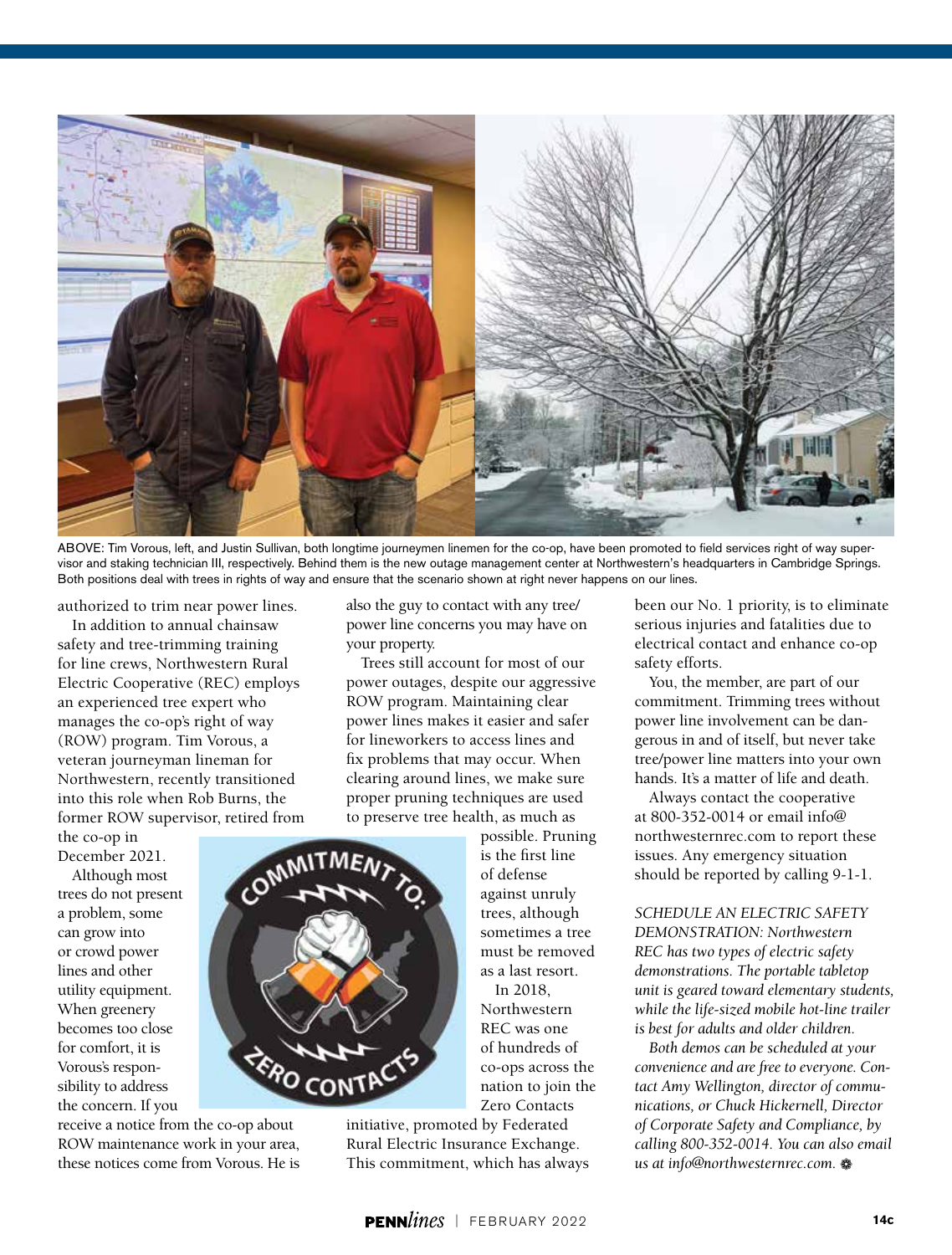ABOVE: Tim Vorous, left, and Justin Sullivan, both longtime journeymen linemen for the co-op, have been promoted to field services right of way supervisor and staking technician III, respectively. Behind them is the new outage management center at Northwestern's headquarters in Cambridge Springs. Both positions deal with trees in rights of way and ensure that the scenario shown at right never happens on our lines.

authorized to trim near power lines.

In addition to annual chainsaw safety and tree-trimming training for line crews, Northwestern Rural Electric Cooperative (REC) employs an experienced tree expert who manages the co-op's right of way (ROW) program. Tim Vorous, a veteran journeyman lineman for Northwestern, recently transitioned into this role when Rob Burns, the former ROW supervisor, retired from the co-op in December 2021.

Although most trees do not present a problem, some can grow into or crowd power lines and other utility equipment. When greenery becomes too close for comfort, it is Vorous's responsibility to address the concern. If you receive a notice from the co-op about ROW maintenance work in your area, these notices come from Vorous. He is also the guy to contact with any tree/power line concerns you may have on your property.

Trees still account for most of our power outages, despite our aggressive ROW program. Maintaining clear power lines makes it easier and safer for lineworkers to access lines and fix problems that may occur. When clearing around lines, we make sure proper pruning techniques are used to preserve tree health, as much as possible. Pruning is the first line of defense against unruly trees, although sometimes a tree must be removed as a last resort.

In 2018, Northwestern REC was one of hundreds of co-ops across the nation to join the Zero Contacts initiative, promoted by Federated Rural Electric Insurance Exchange. This commitment, which has always been our No. 1 priority, is to eliminate serious injuries and fatalities due to electrical contact and enhance co-op safety efforts.

You, the member, are part of our commitment. Trimming trees without power line involvement can be dangerous in and of itself, but never take tree/power line matters into your own hands. It's a matter of life and death.

Always contact the cooperative at 800-352-0014 or email info@northwesternrec.com to report these issues. Any emergency situation should be reported by calling 9-1-1.

*SCHEDULE AN ELECTRIC SAFETY DEMONSTRATION: Northwestern REC has two types of electric safety demonstrations. The portable tabletop unit is geared toward elementary students, while the life-sized mobile hot-line trailer is best for adults and older children.*

*Both demos can be scheduled at your convenience and are free to everyone. Contact Amy Wellington, director of communications, or Chuck Hickernell, Director of Corporate Safety and Compliance, by calling 800-352-0014. You can also email us at info@northwesternrec.com.*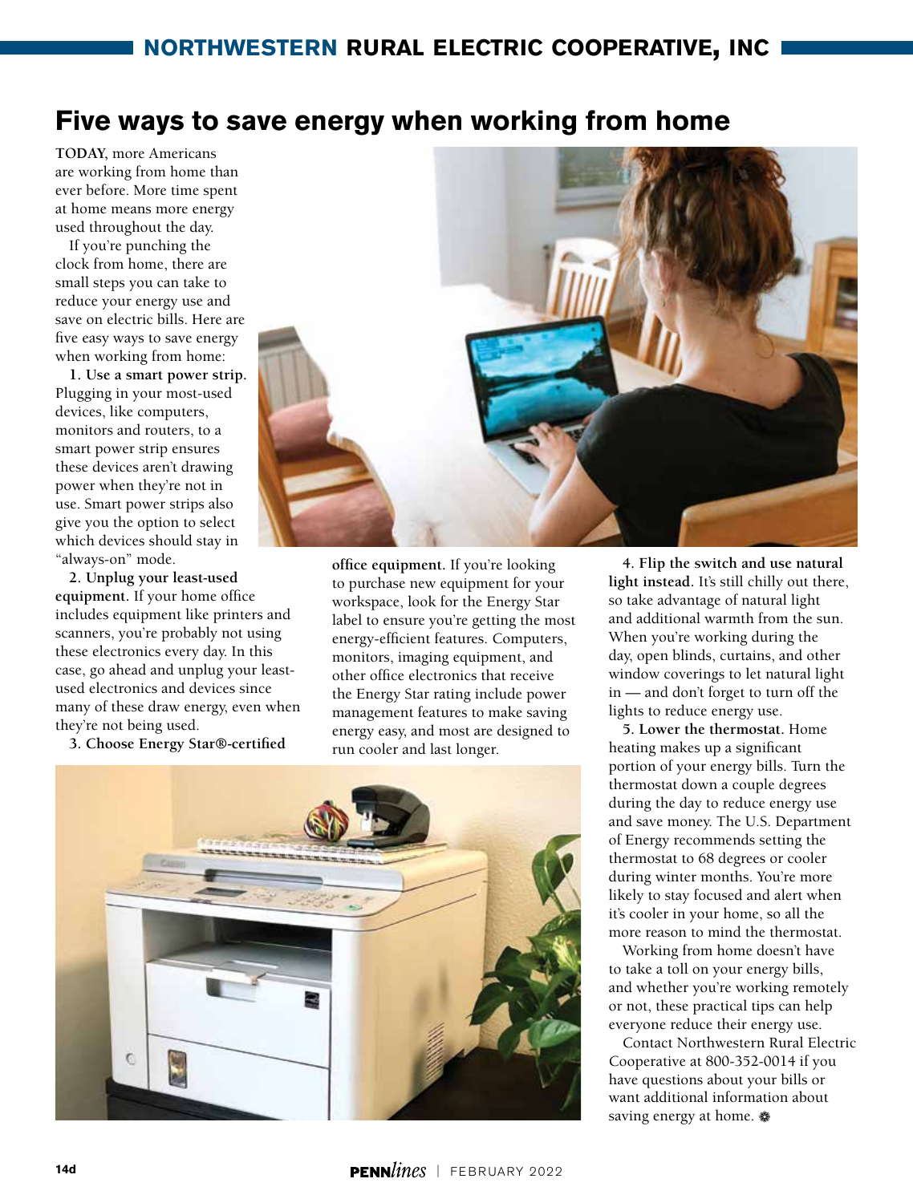# Five ways to save energy when working from home

**TODAY**, more Americans are working from home than ever before. More time spent at home means more energy used throughout the day.

If you're punching the clock from home, there are small steps you can take to reduce your energy use and save on electric bills. Here are five easy ways to save energy when working from home:

**1. Use a smart power strip.** Plugging in your most-used devices, like computers, monitors and routers, to a smart power strip ensures these devices aren't drawing power when they're not in use. Smart power strips also give you the option to select which devices should stay in "always-on" mode.

**2. Unplug your least-used equipment.** If your home office includes equipment like printers and scanners, you're probably not using these electronics every day. In this case, go ahead and unplug your least-used electronics and devices since many of these draw energy, even when they're not being used.

**3. Choose Energy Star®-certified office equipment.** If you're looking to purchase new equipment for your workspace, look for the Energy Star label to ensure you're getting the most energy-efficient features. Computers, monitors, imaging equipment, and other office electronics that receive the Energy Star rating include power management features to make saving energy easy, and most are designed to run cooler and last longer.

**4. Flip the switch and use natural light instead.** It's still chilly out there, so take advantage of natural light and additional warmth from the sun. When you're working during the day, open blinds, curtains, and other window coverings to let natural light in — and don't forget to turn off the lights to reduce energy use.

**5. Lower the thermostat.** Home heating makes up a significant portion of your energy bills. Turn the thermostat down a couple degrees during the day to reduce energy use and save money. The U.S. Department of Energy recommends setting the thermostat to 68 degrees or cooler during winter months. You're more likely to stay focused and alert when it's cooler in your home, so all the more reason to mind the thermostat.

Working from home doesn't have to take a toll on your energy bills, and whether you're working remotely or not, these practical tips can help everyone reduce their energy use.

Contact Northwestern Rural Electric Cooperative at 800-352-0014 if you have questions about your bills or want additional information about saving energy at home.